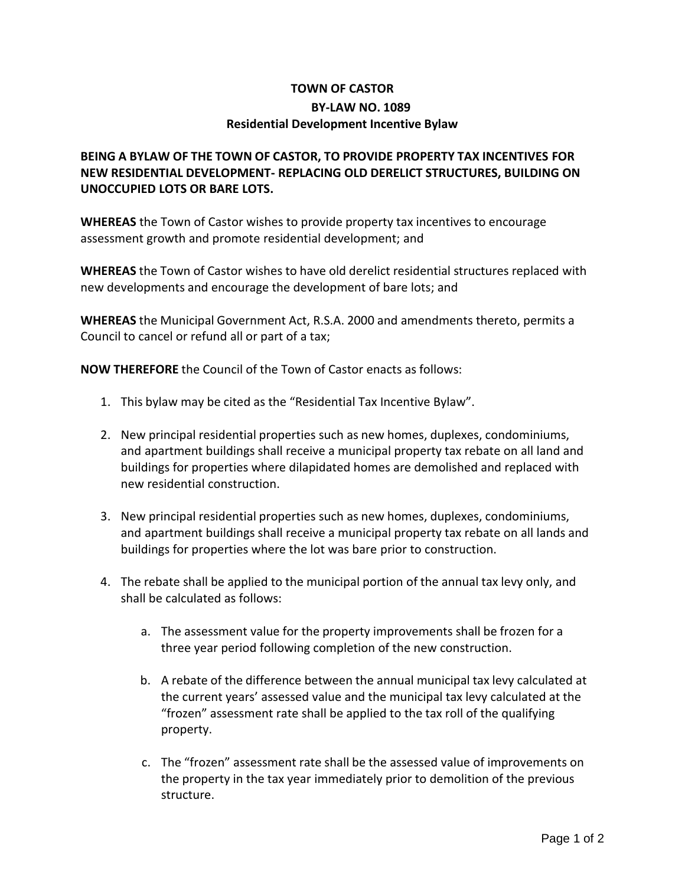# TOWN OF CASTOR

## BY-LAW NO. 1089

## Residential Development Incentive Bylaw

**BEING A BYLAW OF THE TOWN OF CASTOR, TO PROVIDE PROPERTY TAX INCENTIVES FOR NEW RESIDENTIAL DEVELOPMENT- REPLACING OLD DERELICT STRUCTURES, BUILDING ON UNOCCUPIED LOTS OR BARE LOTS.**

**WHEREAS** the Town of Castor wishes to provide property tax incentives to encourage assessment growth and promote residential development; and

**WHEREAS** the Town of Castor wishes to have old derelict residential structures replaced with new developments and encourage the development of bare lots; and

**WHEREAS** the Municipal Government Act, R.S.A. 2000 and amendments thereto, permits a Council to cancel or refund all or part of a tax;

**NOW THEREFORE** the Council of the Town of Castor enacts as follows:

1. This bylaw may be cited as the "Residential Tax Incentive Bylaw".

2. New principal residential properties such as new homes, duplexes, condominiums, and apartment buildings shall receive a municipal property tax rebate on all land and buildings for properties where dilapidated homes are demolished and replaced with new residential construction.

3. New principal residential properties such as new homes, duplexes, condominiums, and apartment buildings shall receive a municipal property tax rebate on all lands and buildings for properties where the lot was bare prior to construction.

4. The rebate shall be applied to the municipal portion of the annual tax levy only, and shall be calculated as follows:

    a. The assessment value for the property improvements shall be frozen for a three year period following completion of the new construction.

    b. A rebate of the difference between the annual municipal tax levy calculated at the current years' assessed value and the municipal tax levy calculated at the "frozen" assessment rate shall be applied to the tax roll of the qualifying property.

    c. The "frozen" assessment rate shall be the assessed value of improvements on the property in the tax year immediately prior to demolition of the previous structure.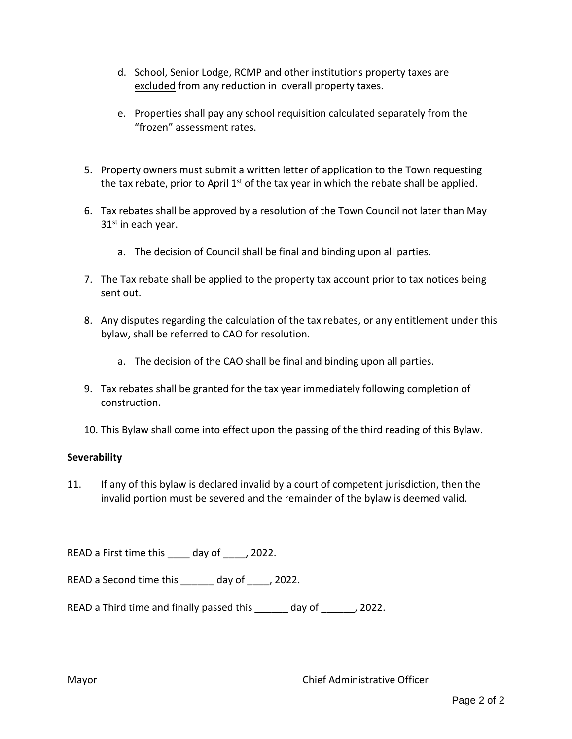d. School, Senior Lodge, RCMP and other institutions property taxes are <u>excluded</u> from any reduction in overall property taxes.

e. Properties shall pay any school requisition calculated separately from the "frozen" assessment rates.

5. Property owners must submit a written letter of application to the Town requesting the tax rebate, prior to April 1st of the tax year in which the rebate shall be applied.

6. Tax rebates shall be approved by a resolution of the Town Council not later than May 31st in each year.

   a. The decision of Council shall be final and binding upon all parties.

7. The Tax rebate shall be applied to the property tax account prior to tax notices being sent out.

8. Any disputes regarding the calculation of the tax rebates, or any entitlement under this bylaw, shall be referred to CAO for resolution.

   a. The decision of the CAO shall be final and binding upon all parties.

9. Tax rebates shall be granted for the tax year immediately following completion of construction.

10. This Bylaw shall come into effect upon the passing of the third reading of this Bylaw.

**Severability**

11. If any of this bylaw is declared invalid by a court of competent jurisdiction, then the invalid portion must be severed and the remainder of the bylaw is deemed valid.

READ a First time this ____ day of ____, 2022.

READ a Second time this ______ day of ____, 2022.

READ a Third time and finally passed this ______ day of ______, 2022.

______________________________

Mayor

______________________________

Chief Administrative Officer